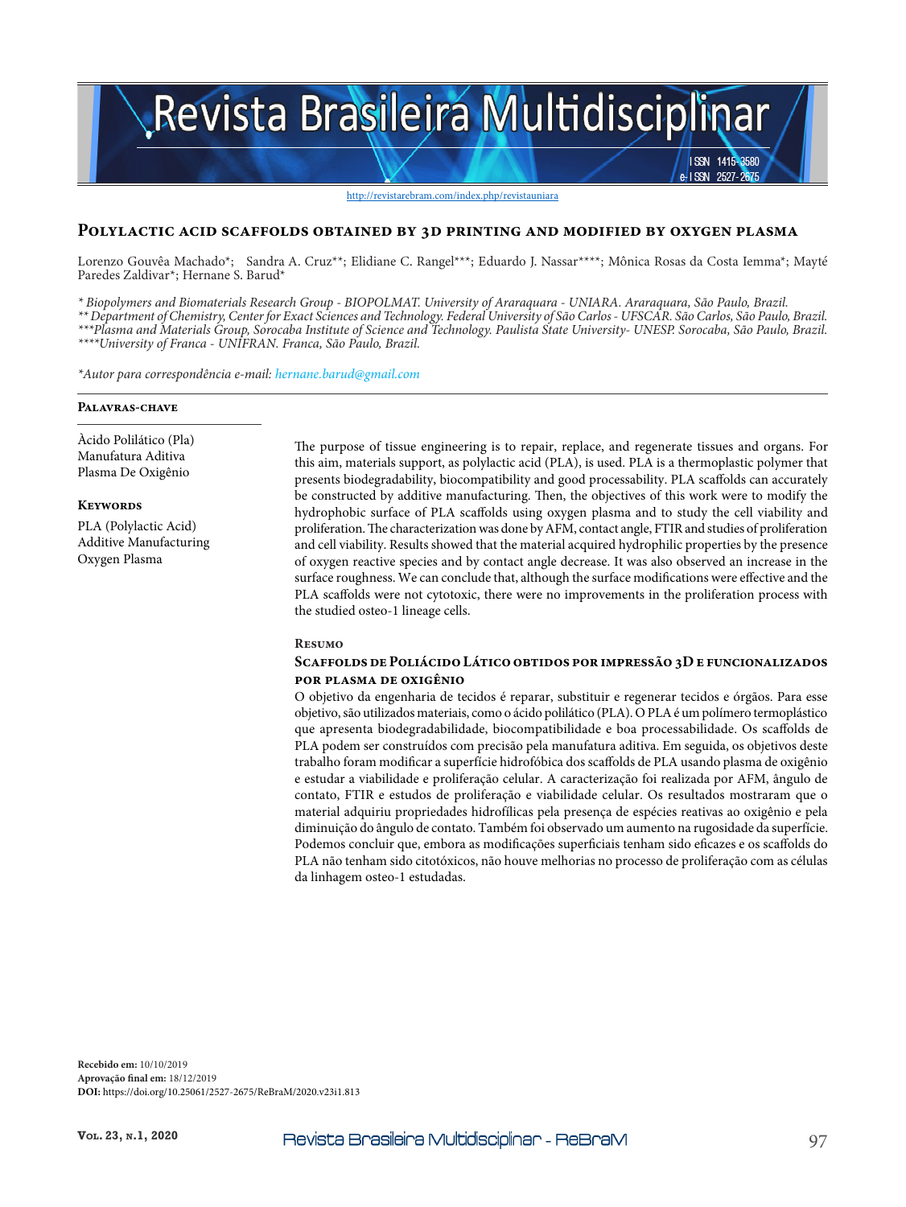# Polylactic acid scaffolds obtained by 3D printing and modified by oxygen plasma

Lorenzo Gouvêa Machado*; Sandra A. Cruz**; Elidiane C. Rangel***; Eduardo J. Nassar****; Mônica Rosas da Costa Iemma*; Mayté Paredes Zaldivar*; Hernane S. Barud*

*\* Biopolymers and Biomaterials Research Group - BIOPOLMAT. University of Araraquara - UNIARA. Araraquara, São Paulo, Brazil.*
*\*\* Department of Chemistry, Center for Exact Sciences and Technology. Federal University of São Carlos - UFSCAR. São Carlos, São Paulo, Brazil.*
*\*\*\*Plasma and Materials Group, Sorocaba Institute of Science and Technology. Paulista State University- UNESP. Sorocaba, São Paulo, Brazil.*
*\*\*\*\*University of Franca - UNIFRAN. Franca, São Paulo, Brazil.*

*\*Autor para correspondência e-mail: hernane.barud@gmail.com*

**Palavras-chave**

Àcido Polilático (Pla)
Manufatura Aditiva
Plasma De Oxigênio

**Keywords**

PLA (Polylactic Acid)
Additive Manufacturing
Oxygen Plasma

The purpose of tissue engineering is to repair, replace, and regenerate tissues and organs. For this aim, materials support, as polylactic acid (PLA), is used. PLA is a thermoplastic polymer that presents biodegradability, biocompatibility and good processability. PLA scaffolds can accurately be constructed by additive manufacturing. Then, the objectives of this work were to modify the hydrophobic surface of PLA scaffolds using oxygen plasma and to study the cell viability and proliferation. The characterization was done by AFM, contact angle, FTIR and studies of proliferation and cell viability. Results showed that the material acquired hydrophilic properties by the presence of oxygen reactive species and by contact angle decrease. It was also observed an increase in the surface roughness. We can conclude that, although the surface modifications were effective and the PLA scaffolds were not cytotoxic, there were no improvements in the proliferation process with the studied osteo-1 lineage cells.

**Resumo**

**Scaffolds de Poliácido Lático obtidos por impressão 3D e funcionalizados por plasma de oxigênio**

O objetivo da engenharia de tecidos é reparar, substituir e regenerar tecidos e órgãos. Para esse objetivo, são utilizados materiais, como o ácido polilático (PLA). O PLA é um polímero termoplástico que apresenta biodegradabilidade, biocompatibilidade e boa processabilidade. Os scaffolds de PLA podem ser construídos com precisão pela manufatura aditiva. Em seguida, os objetivos deste trabalho foram modificar a superfície hidrofóbica dos scaffolds de PLA usando plasma de oxigênio e estudar a viabilidade e proliferação celular. A caracterização foi realizada por AFM, ângulo de contato, FTIR e estudos de proliferação e viabilidade celular. Os resultados mostraram que o material adquiriu propriedades hidrofílicas pela presença de espécies reativas ao oxigênio e pela diminuição do ângulo de contato. Também foi observado um aumento na rugosidade da superfície. Podemos concluir que, embora as modificações superficiais tenham sido eficazes e os scaffolds do PLA não tenham sido citotóxicos, não houve melhorias no processo de proliferação com as células da linhagem osteo-1 estudadas.

**Recebido em:** 10/10/2019
**Aprovação final em:** 18/12/2019
**DOI:** https://doi.org/10.25061/2527-2675/ReBraM/2020.v23i1.813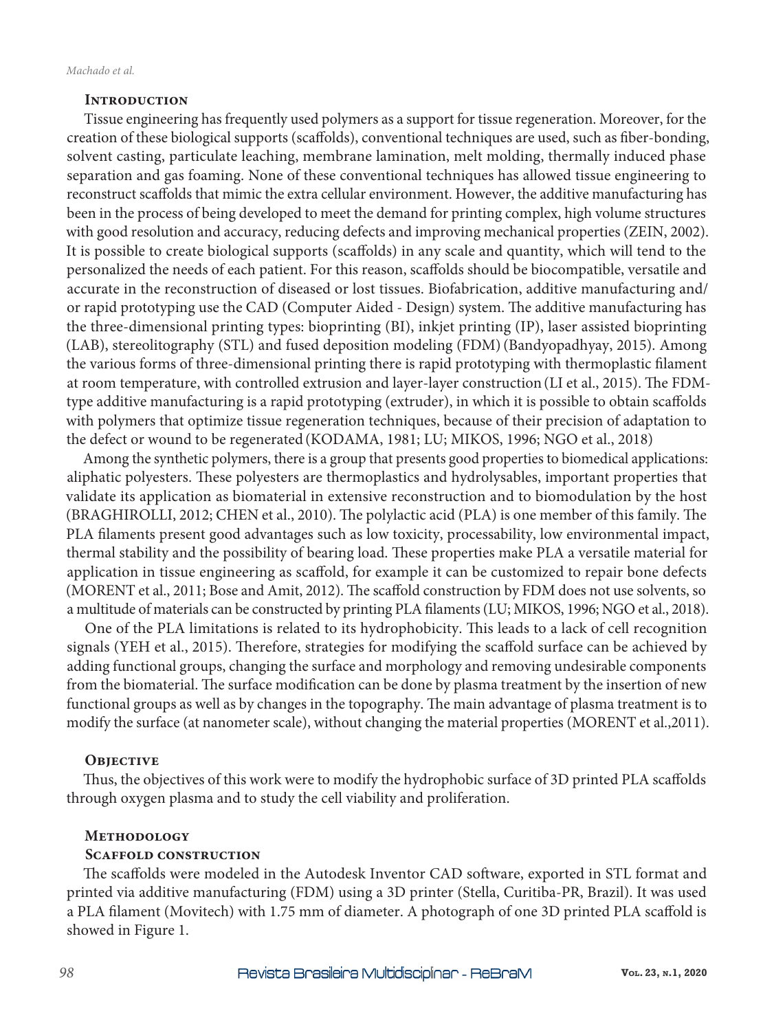## Introduction

Tissue engineering has frequently used polymers as a support for tissue regeneration. Moreover, for the creation of these biological supports (scaffolds), conventional techniques are used, such as fiber-bonding, solvent casting, particulate leaching, membrane lamination, melt molding, thermally induced phase separation and gas foaming. None of these conventional techniques has allowed tissue engineering to reconstruct scaffolds that mimic the extra cellular environment. However, the additive manufacturing has been in the process of being developed to meet the demand for printing complex, high volume structures with good resolution and accuracy, reducing defects and improving mechanical properties (ZEIN, 2002). It is possible to create biological supports (scaffolds) in any scale and quantity, which will tend to the personalized the needs of each patient. For this reason, scaffolds should be biocompatible, versatile and accurate in the reconstruction of diseased or lost tissues. Biofabrication, additive manufacturing and/ or rapid prototyping use the CAD (Computer Aided - Design) system. The additive manufacturing has the three-dimensional printing types: bioprinting (BI), inkjet printing (IP), laser assisted bioprinting (LAB), stereolitography (STL) and fused deposition modeling (FDM) (Bandyopadhyay, 2015). Among the various forms of three-dimensional printing there is rapid prototyping with thermoplastic filament at room temperature, with controlled extrusion and layer-layer construction (LI et al., 2015). The FDM-type additive manufacturing is a rapid prototyping (extruder), in which it is possible to obtain scaffolds with polymers that optimize tissue regeneration techniques, because of their precision of adaptation to the defect or wound to be regenerated (KODAMA, 1981; LU; MIKOS, 1996; NGO et al., 2018)

Among the synthetic polymers, there is a group that presents good properties to biomedical applications: aliphatic polyesters. These polyesters are thermoplastics and hydrolysables, important properties that validate its application as biomaterial in extensive reconstruction and to biomodulation by the host (BRAGHIROLLI, 2012; CHEN et al., 2010). The polylactic acid (PLA) is one member of this family. The PLA filaments present good advantages such as low toxicity, processability, low environmental impact, thermal stability and the possibility of bearing load. These properties make PLA a versatile material for application in tissue engineering as scaffold, for example it can be customized to repair bone defects (MORENT et al., 2011; Bose and Amit, 2012). The scaffold construction by FDM does not use solvents, so a multitude of materials can be constructed by printing PLA filaments (LU; MIKOS, 1996; NGO et al., 2018).

One of the PLA limitations is related to its hydrophobicity. This leads to a lack of cell recognition signals (YEH et al., 2015). Therefore, strategies for modifying the scaffold surface can be achieved by adding functional groups, changing the surface and morphology and removing undesirable components from the biomaterial. The surface modification can be done by plasma treatment by the insertion of new functional groups as well as by changes in the topography. The main advantage of plasma treatment is to modify the surface (at nanometer scale), without changing the material properties (MORENT et al.,2011).

## Objective

Thus, the objectives of this work were to modify the hydrophobic surface of 3D printed PLA scaffolds through oxygen plasma and to study the cell viability and proliferation.

## Methodology

### Scaffold construction

The scaffolds were modeled in the Autodesk Inventor CAD software, exported in STL format and printed via additive manufacturing (FDM) using a 3D printer (Stella, Curitiba-PR, Brazil). It was used a PLA filament (Movitech) with 1.75 mm of diameter. A photograph of one 3D printed PLA scaffold is showed in Figure 1.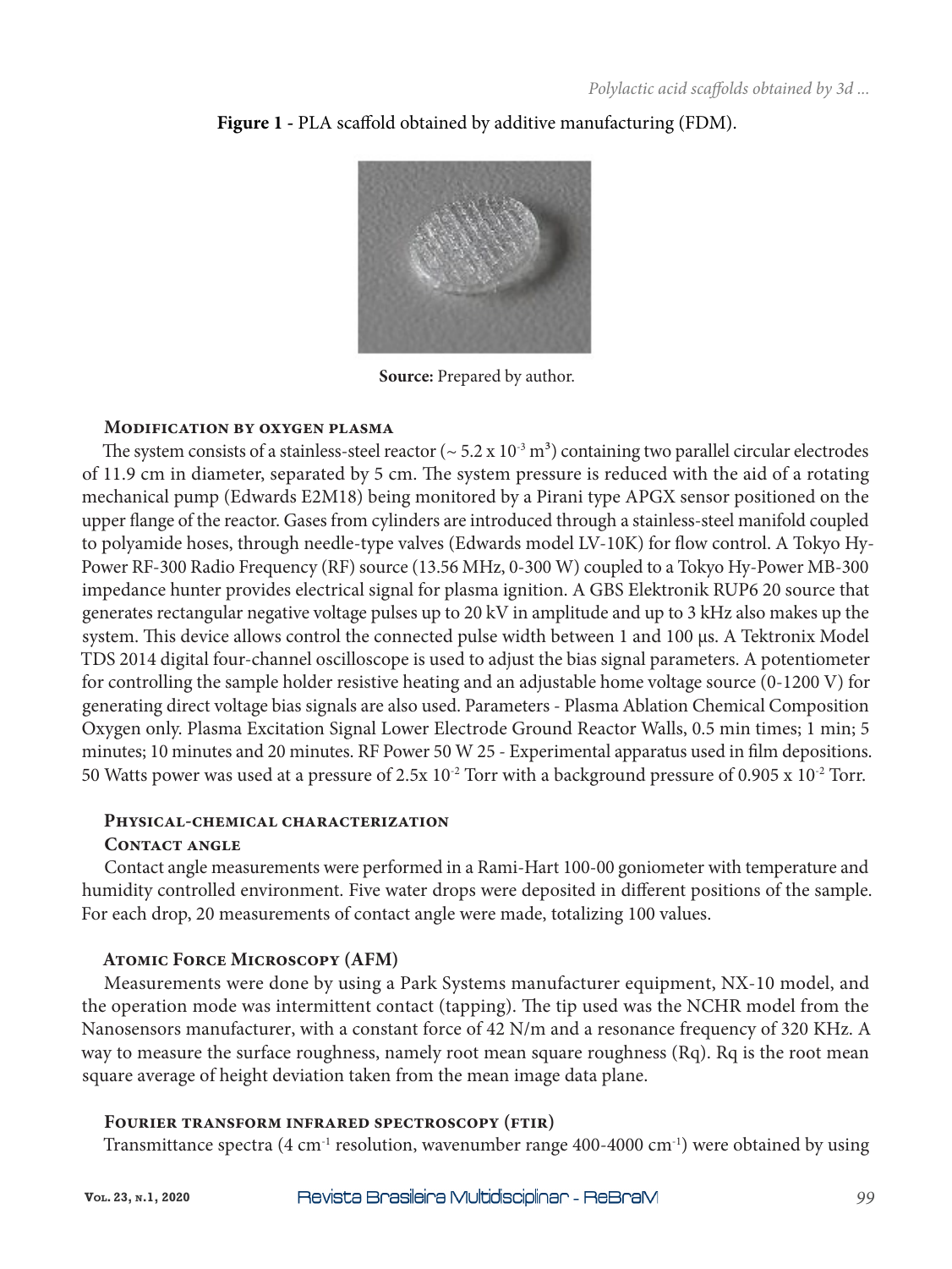**Figure 1** - PLA scaffold obtained by additive manufacturing (FDM).

**Source:** Prepared by author.

### Modification by oxygen plasma

The system consists of a stainless-steel reactor (~ $5.2 \times 10^{-3}$ m³) containing two parallel circular electrodes of 11.9 cm in diameter, separated by 5 cm. The system pressure is reduced with the aid of a rotating mechanical pump (Edwards E2M18) being monitored by a Pirani type APGX sensor positioned on the upper flange of the reactor. Gases from cylinders are introduced through a stainless-steel manifold coupled to polyamide hoses, through needle-type valves (Edwards model LV-10K) for flow control. A Tokyo Hy-Power RF-300 Radio Frequency (RF) source (13.56 MHz, 0-300 W) coupled to a Tokyo Hy-Power MB-300 impedance hunter provides electrical signal for plasma ignition. A GBS Elektronik RUP6 20 source that generates rectangular negative voltage pulses up to 20 kV in amplitude and up to 3 kHz also makes up the system. This device allows control the connected pulse width between 1 and 100 μs. A Tektronix Model TDS 2014 digital four-channel oscilloscope is used to adjust the bias signal parameters. A potentiometer for controlling the sample holder resistive heating and an adjustable home voltage source (0-1200 V) for generating direct voltage bias signals are also used. Parameters - Plasma Ablation Chemical Composition Oxygen only. Plasma Excitation Signal Lower Electrode Ground Reactor Walls, 0.5 min times; 1 min; 5 minutes; 10 minutes and 20 minutes. RF Power 50 W 25 - Experimental apparatus used in film depositions. 50 Watts power was used at a pressure of $2.5 \times 10^{-2}$ Torr with a background pressure of $0.905 \times 10^{-2}$ Torr.

### Physical-chemical characterization

#### Contact angle

Contact angle measurements were performed in a Rami-Hart 100-00 goniometer with temperature and humidity controlled environment. Five water drops were deposited in different positions of the sample. For each drop, 20 measurements of contact angle were made, totalizing 100 values.

#### Atomic Force Microscopy (AFM)

Measurements were done by using a Park Systems manufacturer equipment, NX-10 model, and the operation mode was intermittent contact (tapping). The tip used was the NCHR model from the Nanosensors manufacturer, with a constant force of 42 N/m and a resonance frequency of 320 KHz. A way to measure the surface roughness, namely root mean square roughness (Rq). Rq is the root mean square average of height deviation taken from the mean image data plane.

#### Fourier transform infrared spectroscopy (ftir)

Transmittance spectra (4 cm$^{-1}$ resolution, wavenumber range 400-4000 cm$^{-1}$) were obtained by using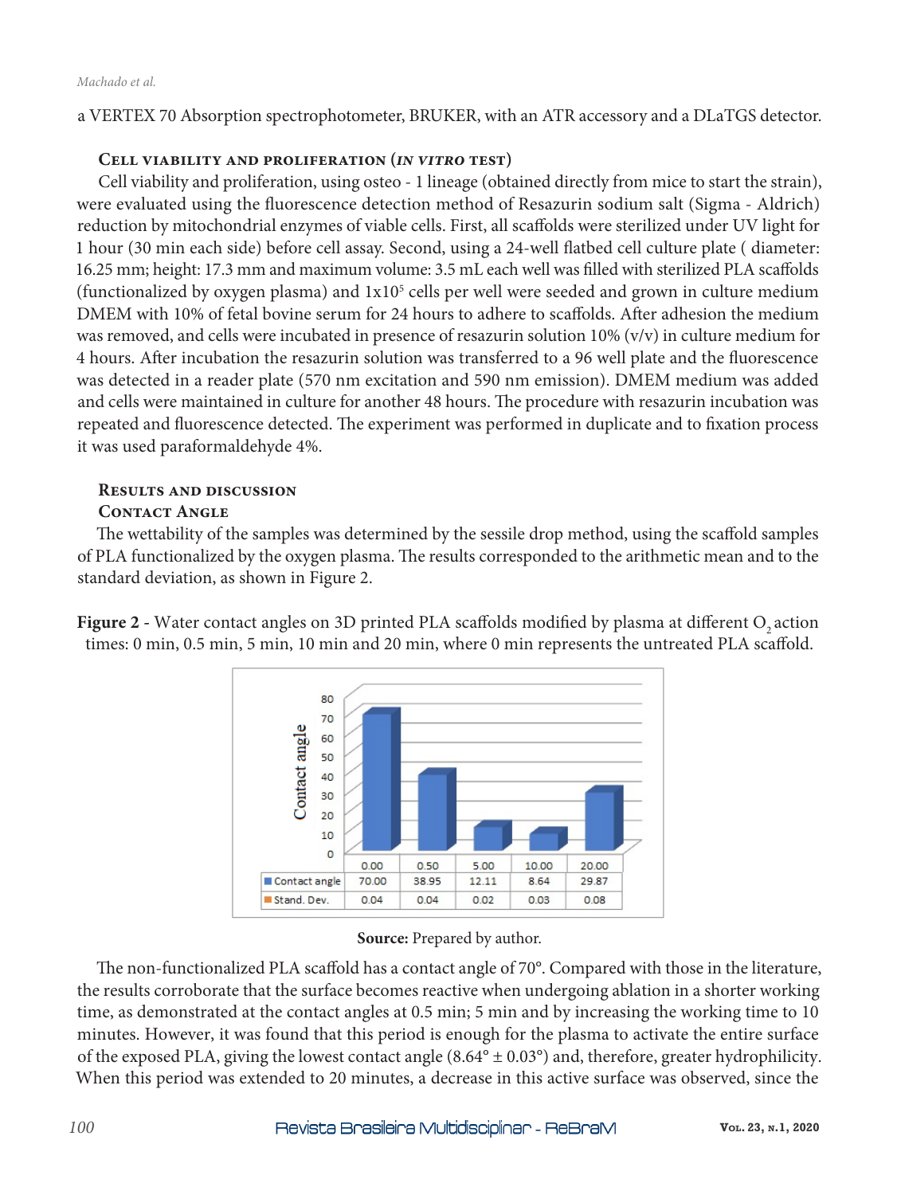a VERTEX 70 Absorption spectrophotometer, BRUKER, with an ATR accessory and a DLaTGS detector.

### Cell viability and proliferation (*in vitro* test)

Cell viability and proliferation, using osteo - 1 lineage (obtained directly from mice to start the strain), were evaluated using the fluorescence detection method of Resazurin sodium salt (Sigma - Aldrich) reduction by mitochondrial enzymes of viable cells. First, all scaffolds were sterilized under UV light for 1 hour (30 min each side) before cell assay. Second, using a 24-well flatbed cell culture plate ( diameter: 16.25 mm; height: 17.3 mm and maximum volume: 3.5 mL each well was filled with sterilized PLA scaffolds (functionalized by oxygen plasma) and $1x10^5$ cells per well were seeded and grown in culture medium DMEM with 10% of fetal bovine serum for 24 hours to adhere to scaffolds. After adhesion the medium was removed, and cells were incubated in presence of resazurin solution 10% (v/v) in culture medium for 4 hours. After incubation the resazurin solution was transferred to a 96 well plate and the fluorescence was detected in a reader plate (570 nm excitation and 590 nm emission). DMEM medium was added and cells were maintained in culture for another 48 hours. The procedure with resazurin incubation was repeated and fluorescence detected. The experiment was performed in duplicate and to fixation process it was used paraformaldehyde 4%.

## Results and discussion

### Contact Angle

The wettability of the samples was determined by the sessile drop method, using the scaffold samples of PLA functionalized by the oxygen plasma. The results corresponded to the arithmetic mean and to the standard deviation, as shown in Figure 2.

**Figure 2** - Water contact angles on 3D printed PLA scaffolds modified by plasma at different $O_2$ action times: 0 min, 0.5 min, 5 min, 10 min and 20 min, where 0 min represents the untreated PLA scaffold.

| | 0.00 | 0.50 | 5.00 | 10.00 | 20.00 |
|---|---|---|---|---|---|
| Contact angle | 70.00 | 38.95 | 12.11 | 8.64 | 29.87 |
| Stand. Dev. | 0.04 | 0.04 | 0.02 | 0.03 | 0.08 |

**Source:** Prepared by author.

The non-functionalized PLA scaffold has a contact angle of 70°. Compared with those in the literature, the results corroborate that the surface becomes reactive when undergoing ablation in a shorter working time, as demonstrated at the contact angles at 0.5 min; 5 min and by increasing the working time to 10 minutes. However, it was found that this period is enough for the plasma to activate the entire surface of the exposed PLA, giving the lowest contact angle (8.64° ± 0.03°) and, therefore, greater hydrophilicity. When this period was extended to 20 minutes, a decrease in this active surface was observed, since the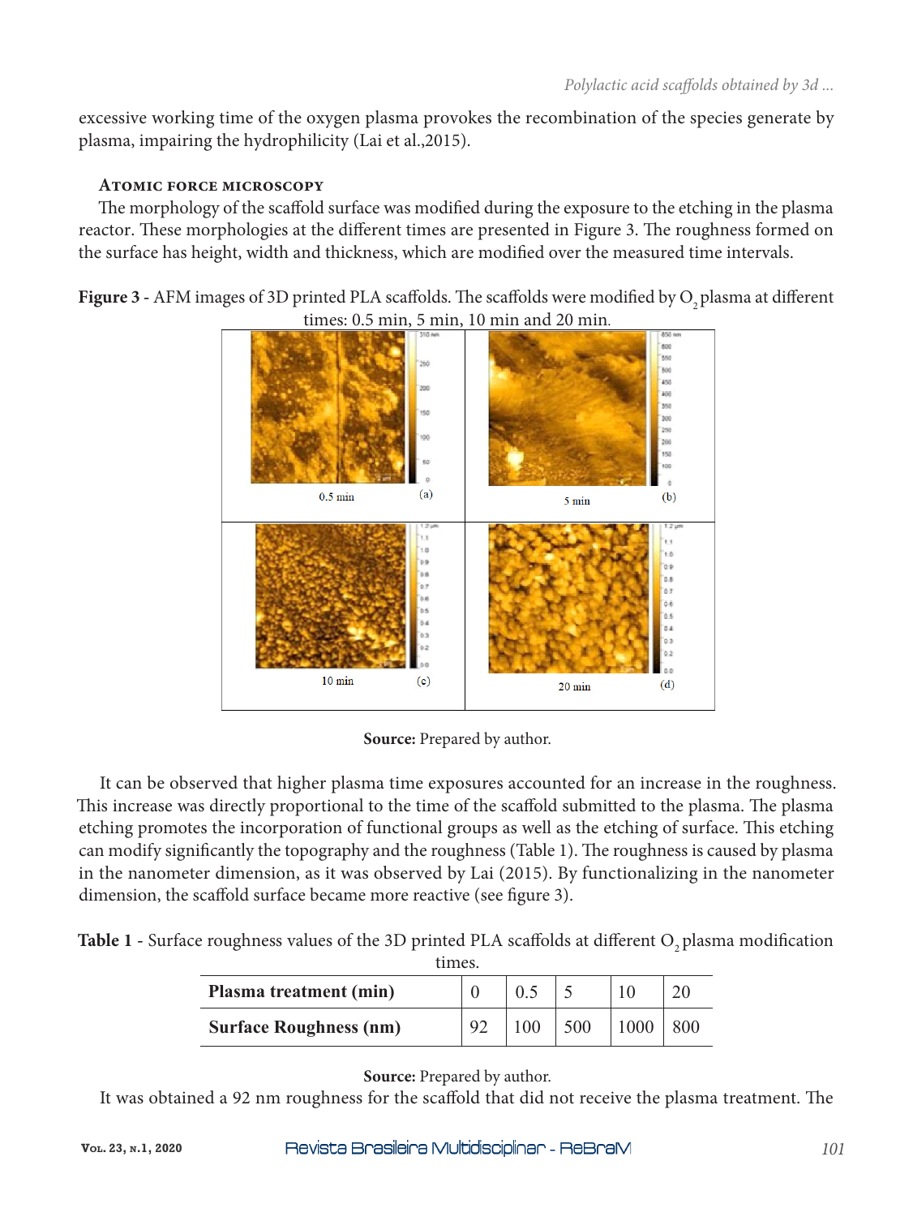excessive working time of the oxygen plasma provokes the recombination of the species generate by plasma, impairing the hydrophilicity (Lai et al.,2015).

### Atomic force microscopy

The morphology of the scaffold surface was modified during the exposure to the etching in the plasma reactor. These morphologies at the different times are presented in Figure 3. The roughness formed on the surface has height, width and thickness, which are modified over the measured time intervals.

**Figure 3** - AFM images of 3D printed PLA scaffolds. The scaffolds were modified by $O_2$ plasma at different times: 0.5 min, 5 min, 10 min and 20 min.

**Source:** Prepared by author.

It can be observed that higher plasma time exposures accounted for an increase in the roughness. This increase was directly proportional to the time of the scaffold submitted to the plasma. The plasma etching promotes the incorporation of functional groups as well as the etching of surface. This etching can modify significantly the topography and the roughness (Table 1). The roughness is caused by plasma in the nanometer dimension, as it was observed by Lai (2015). By functionalizing in the nanometer dimension, the scaffold surface became more reactive (see figure 3).

**Table 1** - Surface roughness values of the 3D printed PLA scaffolds at different $O_2$ plasma modification times.

| **Plasma treatment (min)** | 0 | 0.5 | 5 | 10 | 20 |
|---|---|---|---|---|---|
| **Surface Roughness (nm)** | 92 | 100 | 500 | 1000 | 800 |

**Source:** Prepared by author.

It was obtained a 92 nm roughness for the scaffold that did not receive the plasma treatment. The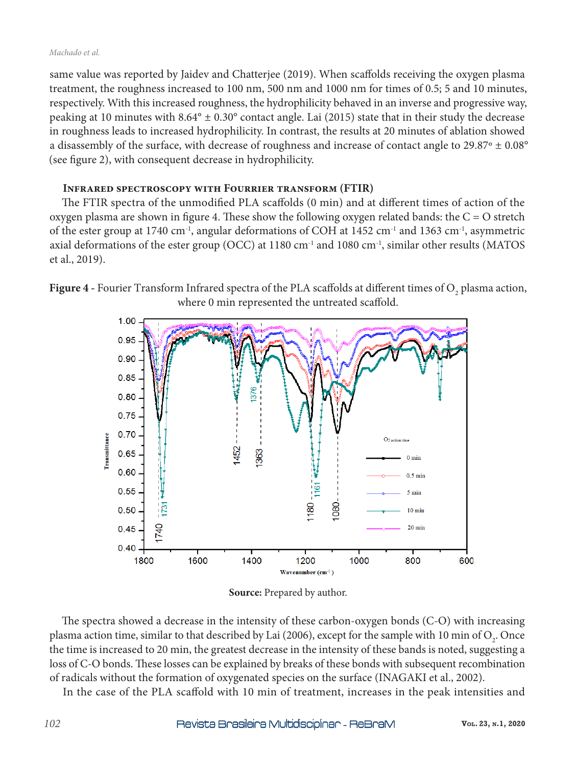same value was reported by Jaidev and Chatterjee (2019). When scaffolds receiving the oxygen plasma treatment, the roughness increased to 100 nm, 500 nm and 1000 nm for times of 0.5; 5 and 10 minutes, respectively. With this increased roughness, the hydrophilicity behaved in an inverse and progressive way, peaking at 10 minutes with 8.64° ± 0.30° contact angle. Lai (2015) state that in their study the decrease in roughness leads to increased hydrophilicity. In contrast, the results at 20 minutes of ablation showed a disassembly of the surface, with decrease of roughness and increase of contact angle to 29.87º ± 0.08° (see figure 2), with consequent decrease in hydrophilicity.

## Infrared spectroscopy with Fourrier transform (FTIR)

The FTIR spectra of the unmodified PLA scaffolds (0 min) and at different times of action of the oxygen plasma are shown in figure 4. These show the following oxygen related bands: the C = O stretch of the ester group at 1740 $cm^{-1}$, angular deformations of COH at 1452 $cm^{-1}$ and 1363 $cm^{-1}$, asymmetric axial deformations of the ester group (OCC) at 1180 $cm^{-1}$ and 1080 $cm^{-1}$, similar other results (MATOS et al., 2019).

**Figure 4** - Fourier Transform Infrared spectra of the PLA scaffolds at different times of $O_2$ plasma action, where 0 min represented the untreated scaffold.

**Source:** Prepared by author.

The spectra showed a decrease in the intensity of these carbon-oxygen bonds (C-O) with increasing plasma action time, similar to that described by Lai (2006), except for the sample with 10 min of $O_2$. Once the time is increased to 20 min, the greatest decrease in the intensity of these bands is noted, suggesting a loss of C-O bonds. These losses can be explained by breaks of these bonds with subsequent recombination of radicals without the formation of oxygenated species on the surface (INAGAKI et al., 2002).

In the case of the PLA scaffold with 10 min of treatment, increases in the peak intensities and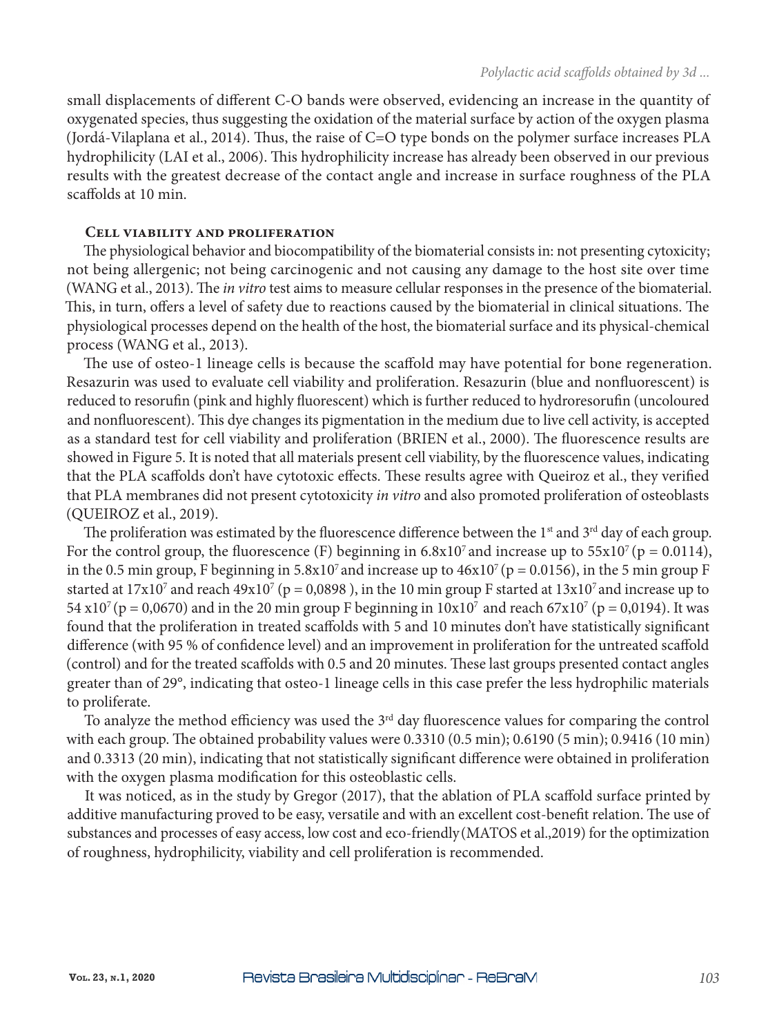small displacements of different C-O bands were observed, evidencing an increase in the quantity of oxygenated species, thus suggesting the oxidation of the material surface by action of the oxygen plasma (Jordá-Vilaplana et al., 2014). Thus, the raise of C=O type bonds on the polymer surface increases PLA hydrophilicity (LAI et al., 2006). This hydrophilicity increase has already been observed in our previous results with the greatest decrease of the contact angle and increase in surface roughness of the PLA scaffolds at 10 min.

### Cell viability and proliferation

The physiological behavior and biocompatibility of the biomaterial consists in: not presenting cytoxicity; not being allergenic; not being carcinogenic and not causing any damage to the host site over time (WANG et al., 2013). The *in vitro* test aims to measure cellular responses in the presence of the biomaterial. This, in turn, offers a level of safety due to reactions caused by the biomaterial in clinical situations. The physiological processes depend on the health of the host, the biomaterial surface and its physical-chemical process (WANG et al., 2013).

The use of osteo-1 lineage cells is because the scaffold may have potential for bone regeneration. Resazurin was used to evaluate cell viability and proliferation. Resazurin (blue and nonfluorescent) is reduced to resorufin (pink and highly fluorescent) which is further reduced to hydroresorufin (uncoloured and nonfluorescent). This dye changes its pigmentation in the medium due to live cell activity, is accepted as a standard test for cell viability and proliferation (BRIEN et al., 2000). The fluorescence results are showed in Figure 5. It is noted that all materials present cell viability, by the fluorescence values, indicating that the PLA scaffolds don't have cytotoxic effects. These results agree with Queiroz et al., they verified that PLA membranes did not present cytotoxicity *in vitro* and also promoted proliferation of osteoblasts (QUEIROZ et al., 2019).

The proliferation was estimated by the fluorescence difference between the 1st and 3rd day of each group. For the control group, the fluorescence (F) beginning in $6.8 \times 10^7$ and increase up to $55 \times 10^7$ ($p = 0.0114$), in the 0.5 min group, F beginning in $5.8 \times 10^7$ and increase up to $46 \times 10^7$ ($p = 0.0156$), in the 5 min group F started at $17 \times 10^7$ and reach $49 \times 10^7$ ($p = 0{,}0898$ ), in the 10 min group F started at $13 \times 10^7$ and increase up to $54 \times 10^7$ ($p = 0{,}0670$) and in the 20 min group F beginning in $10 \times 10^7$ and reach $67 \times 10^7$ ($p = 0{,}0194$). It was found that the proliferation in treated scaffolds with 5 and 10 minutes don't have statistically significant difference (with 95 % of confidence level) and an improvement in proliferation for the untreated scaffold (control) and for the treated scaffolds with 0.5 and 20 minutes. These last groups presented contact angles greater than of 29°, indicating that osteo-1 lineage cells in this case prefer the less hydrophilic materials to proliferate.

To analyze the method efficiency was used the 3rd day fluorescence values for comparing the control with each group. The obtained probability values were 0.3310 (0.5 min); 0.6190 (5 min); 0.9416 (10 min) and 0.3313 (20 min), indicating that not statistically significant difference were obtained in proliferation with the oxygen plasma modification for this osteoblastic cells.

It was noticed, as in the study by Gregor (2017), that the ablation of PLA scaffold surface printed by additive manufacturing proved to be easy, versatile and with an excellent cost-benefit relation. The use of substances and processes of easy access, low cost and eco-friendly (MATOS et al.,2019) for the optimization of roughness, hydrophilicity, viability and cell proliferation is recommended.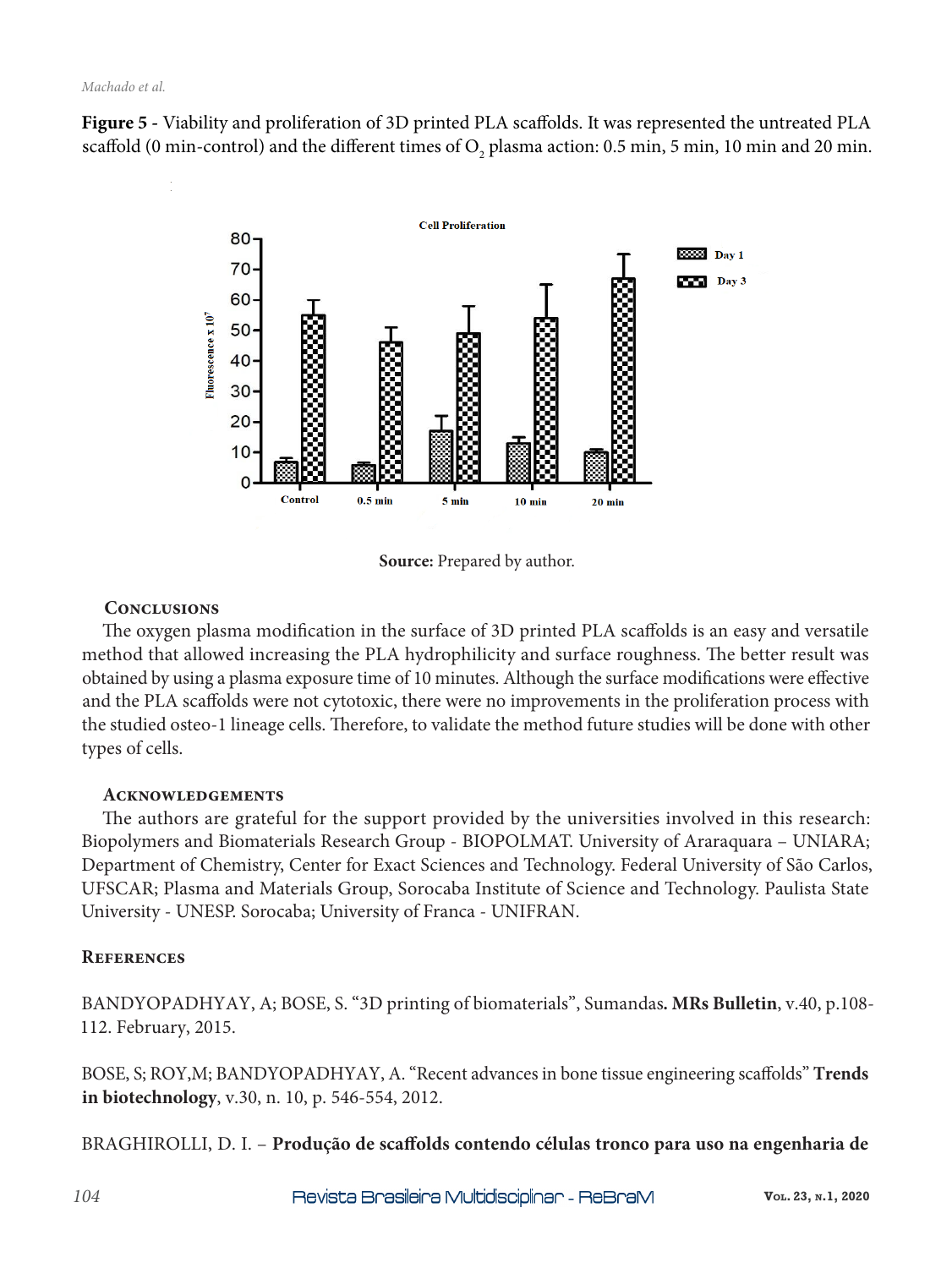**Figure 5** - Viability and proliferation of 3D printed PLA scaffolds. It was represented the untreated PLA scaffold (0 min-control) and the different times of $O_2$ plasma action: 0.5 min, 5 min, 10 min and 20 min.

**Source:** Prepared by author.

## Conclusions

The oxygen plasma modification in the surface of 3D printed PLA scaffolds is an easy and versatile method that allowed increasing the PLA hydrophilicity and surface roughness. The better result was obtained by using a plasma exposure time of 10 minutes. Although the surface modifications were effective and the PLA scaffolds were not cytotoxic, there were no improvements in the proliferation process with the studied osteo-1 lineage cells. Therefore, to validate the method future studies will be done with other types of cells.

## Acknowledgements

The authors are grateful for the support provided by the universities involved in this research: Biopolymers and Biomaterials Research Group - BIOPOLMAT. University of Araraquara – UNIARA; Department of Chemistry, Center for Exact Sciences and Technology. Federal University of São Carlos, UFSCAR; Plasma and Materials Group, Sorocaba Institute of Science and Technology. Paulista State University - UNESP. Sorocaba; University of Franca - UNIFRAN.

## References

BANDYOPADHYAY, A; BOSE, S. "3D printing of biomaterials", Sumandas**. MRs Bulletin**, v.40, p.108-112. February, 2015.

BOSE, S; ROY,M; BANDYOPADHYAY, A. "Recent advances in bone tissue engineering scaffolds" **Trends in biotechnology**, v.30, n. 10, p. 546-554, 2012.

BRAGHIROLLI, D. I. – **Produção de scaffolds contendo células tronco para uso na engenharia de**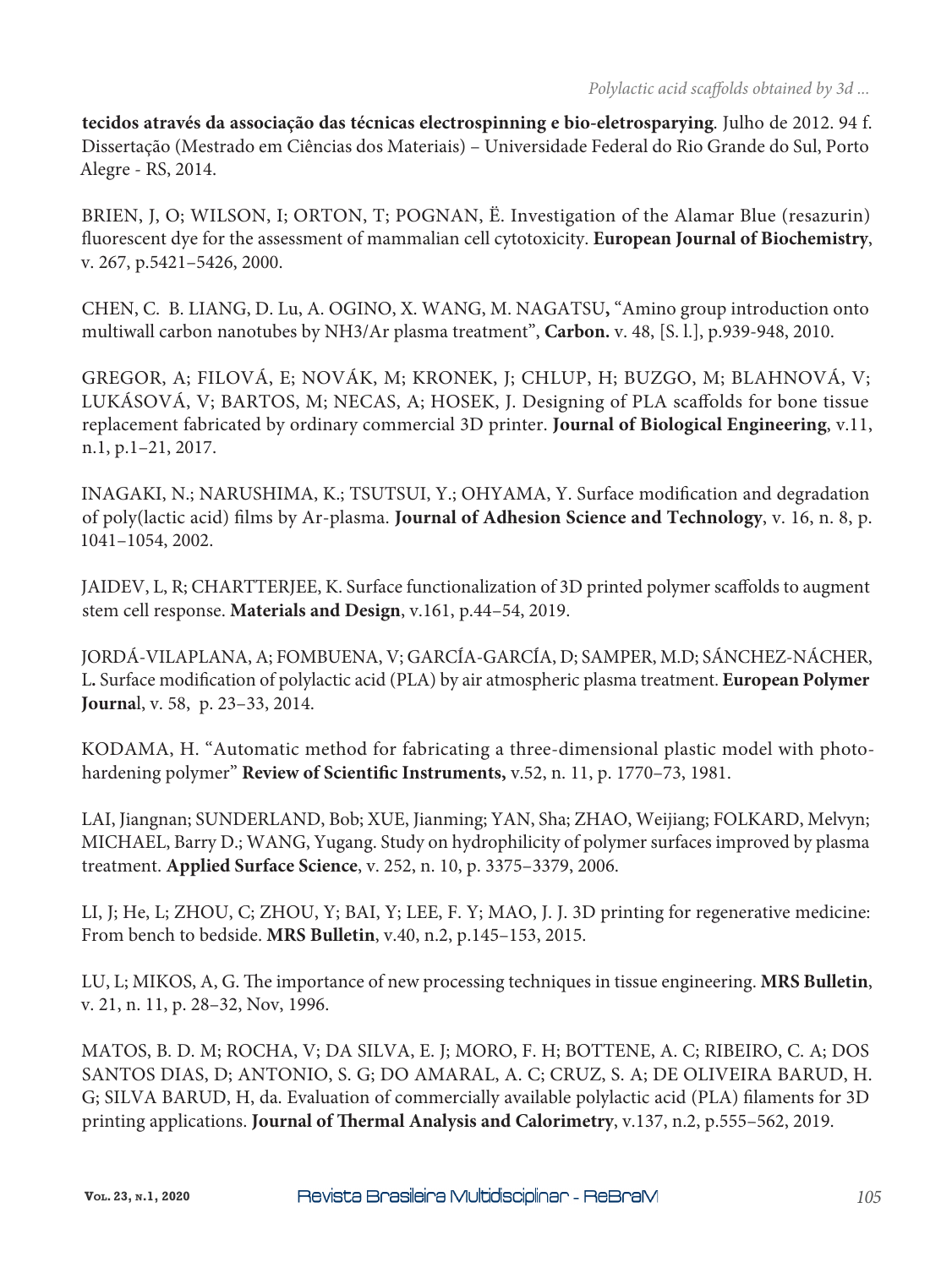**tecidos através da associação das técnicas electrospinning e bio-eletrosparying**. Julho de 2012. 94 f. Dissertação (Mestrado em Ciências dos Materiais) – Universidade Federal do Rio Grande do Sul, Porto Alegre - RS, 2014.

BRIEN, J, O; WILSON, I; ORTON, T; POGNAN, Ë. Investigation of the Alamar Blue (resazurin) fluorescent dye for the assessment of mammalian cell cytotoxicity. **European Journal of Biochemistry**, v. 267, p.5421–5426, 2000.

CHEN, C. B. LIANG, D. Lu, A. OGINO, X. WANG, M. NAGATSU**,** "Amino group introduction onto multiwall carbon nanotubes by NH3/Ar plasma treatment", **Carbon.** v. 48, [S. l.], p.939-948, 2010.

GREGOR, A; FILOVÁ, E; NOVÁK, M; KRONEK, J; CHLUP, H; BUZGO, M; BLAHNOVÁ, V; LUKÁSOVÁ, V; BARTOS, M; NECAS, A; HOSEK, J. Designing of PLA scaffolds for bone tissue replacement fabricated by ordinary commercial 3D printer. **Journal of Biological Engineering**, v.11, n.1, p.1–21, 2017.

INAGAKI, N.; NARUSHIMA, K.; TSUTSUI, Y.; OHYAMA, Y. Surface modification and degradation of poly(lactic acid) films by Ar-plasma. **Journal of Adhesion Science and Technology**, v. 16, n. 8, p. 1041–1054, 2002.

JAIDEV, L, R; CHARTTERJEE, K. Surface functionalization of 3D printed polymer scaffolds to augment stem cell response. **Materials and Design**, v.161, p.44–54, 2019.

JORDÁ-VILAPLANA, A; FOMBUENA, V; GARCÍA-GARCÍA, D; SAMPER, M.D; SÁNCHEZ-NÁCHER, L. Surface modification of polylactic acid (PLA) by air atmospheric plasma treatment. **European Polymer Journa**l, v. 58, p. 23–33, 2014.

KODAMA, H. "Automatic method for fabricating a three-dimensional plastic model with photo-hardening polymer" **Review of Scientific Instruments,** v.52, n. 11, p. 1770–73, 1981.

LAI, Jiangnan; SUNDERLAND, Bob; XUE, Jianming; YAN, Sha; ZHAO, Weijiang; FOLKARD, Melvyn; MICHAEL, Barry D.; WANG, Yugang. Study on hydrophilicity of polymer surfaces improved by plasma treatment. **Applied Surface Science**, v. 252, n. 10, p. 3375–3379, 2006.

LI, J; He, L; ZHOU, C; ZHOU, Y; BAI, Y; LEE, F. Y; MAO, J. J. 3D printing for regenerative medicine: From bench to bedside. **MRS Bulletin**, v.40, n.2, p.145–153, 2015.

LU, L; MIKOS, A, G. The importance of new processing techniques in tissue engineering. **MRS Bulletin**, v. 21, n. 11, p. 28–32, Nov, 1996.

MATOS, B. D. M; ROCHA, V; DA SILVA, E. J; MORO, F. H; BOTTENE, A. C; RIBEIRO, C. A; DOS SANTOS DIAS, D; ANTONIO, S. G; DO AMARAL, A. C; CRUZ, S. A; DE OLIVEIRA BARUD, H. G; SILVA BARUD, H, da. Evaluation of commercially available polylactic acid (PLA) filaments for 3D printing applications. **Journal of Thermal Analysis and Calorimetry**, v.137, n.2, p.555–562, 2019.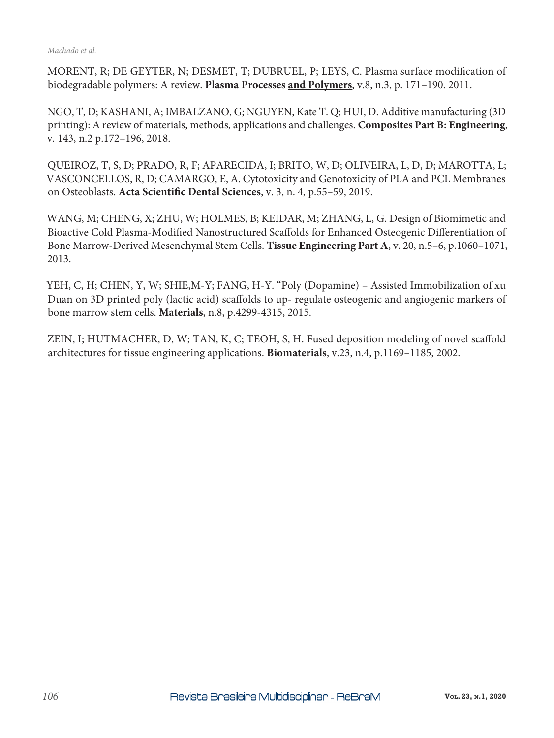MORENT, R; DE GEYTER, N; DESMET, T; DUBRUEL, P; LEYS, C. Plasma surface modification of biodegradable polymers: A review. **Plasma Processes and Polymers**, v.8, n.3, p. 171–190. 2011.

NGO, T, D; KASHANI, A; IMBALZANO, G; NGUYEN, Kate T. Q; HUI, D. Additive manufacturing (3D printing): A review of materials, methods, applications and challenges. **Composites Part B: Engineering**, v. 143, n.2 p.172–196, 2018.

QUEIROZ, T, S, D; PRADO, R, F; APARECIDA, I; BRITO, W, D; OLIVEIRA, L, D, D; MAROTTA, L; VASCONCELLOS, R, D; CAMARGO, E, A. Cytotoxicity and Genotoxicity of PLA and PCL Membranes on Osteoblasts. **Acta Scientific Dental Sciences**, v. 3, n. 4, p.55–59, 2019.

WANG, M; CHENG, X; ZHU, W; HOLMES, B; KEIDAR, M; ZHANG, L, G. Design of Biomimetic and Bioactive Cold Plasma-Modified Nanostructured Scaffolds for Enhanced Osteogenic Differentiation of Bone Marrow-Derived Mesenchymal Stem Cells. **Tissue Engineering Part A**, v. 20, n.5–6, p.1060–1071, 2013.

YEH, C, H; CHEN, Y, W; SHIE,M-Y; FANG, H-Y. "Poly (Dopamine) – Assisted Immobilization of xu Duan on 3D printed poly (lactic acid) scaffolds to up- regulate osteogenic and angiogenic markers of bone marrow stem cells. **Materials**, n.8, p.4299-4315, 2015.

ZEIN, I; HUTMACHER, D, W; TAN, K, C; TEOH, S, H. Fused deposition modeling of novel scaffold architectures for tissue engineering applications. **Biomaterials**, v.23, n.4, p.1169–1185, 2002.